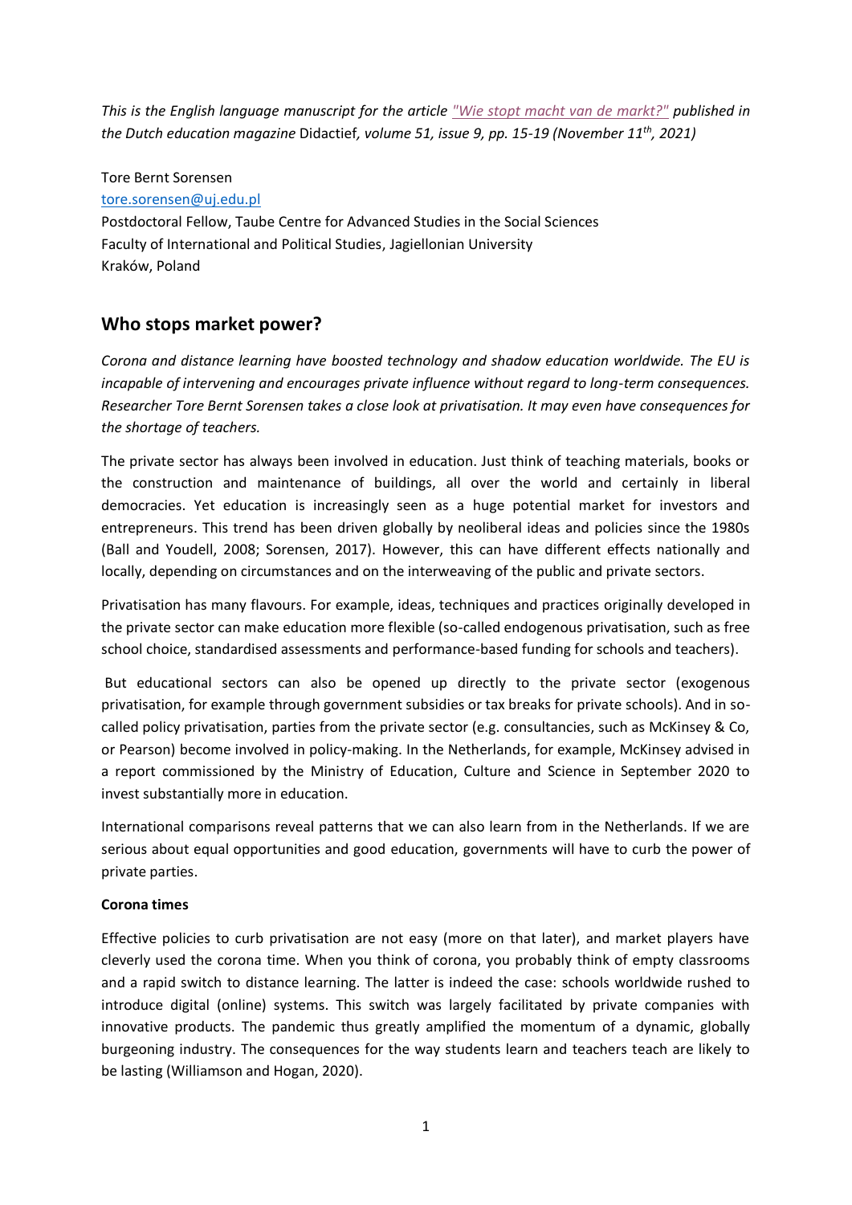*This is the English language manuscript for the article ["Wie stopt macht van de markt?"](#) published in the Dutch education magazine* Didactief, *volume 51, issue 9, pp. 15-19 (November 11th, 2021)*

Tore Bernt Sorensen
[tore.sorensen@uj.edu.pl](mailto:tore.sorensen@uj.edu.pl)
Postdoctoral Fellow, Taube Centre for Advanced Studies in the Social Sciences
Faculty of International and Political Studies, Jagiellonian University
Kraków, Poland

## Who stops market power?

*Corona and distance learning have boosted technology and shadow education worldwide. The EU is incapable of intervening and encourages private influence without regard to long-term consequences. Researcher Tore Bernt Sorensen takes a close look at privatisation. It may even have consequences for the shortage of teachers.*

The private sector has always been involved in education. Just think of teaching materials, books or the construction and maintenance of buildings, all over the world and certainly in liberal democracies. Yet education is increasingly seen as a huge potential market for investors and entrepreneurs. This trend has been driven globally by neoliberal ideas and policies since the 1980s (Ball and Youdell, 2008; Sorensen, 2017). However, this can have different effects nationally and locally, depending on circumstances and on the interweaving of the public and private sectors.

Privatisation has many flavours. For example, ideas, techniques and practices originally developed in the private sector can make education more flexible (so-called endogenous privatisation, such as free school choice, standardised assessments and performance-based funding for schools and teachers).

But educational sectors can also be opened up directly to the private sector (exogenous privatisation, for example through government subsidies or tax breaks for private schools). And in so-called policy privatisation, parties from the private sector (e.g. consultancies, such as McKinsey & Co, or Pearson) become involved in policy-making. In the Netherlands, for example, McKinsey advised in a report commissioned by the Ministry of Education, Culture and Science in September 2020 to invest substantially more in education.

International comparisons reveal patterns that we can also learn from in the Netherlands. If we are serious about equal opportunities and good education, governments will have to curb the power of private parties.

**Corona times**

Effective policies to curb privatisation are not easy (more on that later), and market players have cleverly used the corona time. When you think of corona, you probably think of empty classrooms and a rapid switch to distance learning. The latter is indeed the case: schools worldwide rushed to introduce digital (online) systems. This switch was largely facilitated by private companies with innovative products. The pandemic thus greatly amplified the momentum of a dynamic, globally burgeoning industry. The consequences for the way students learn and teachers teach are likely to be lasting (Williamson and Hogan, 2020).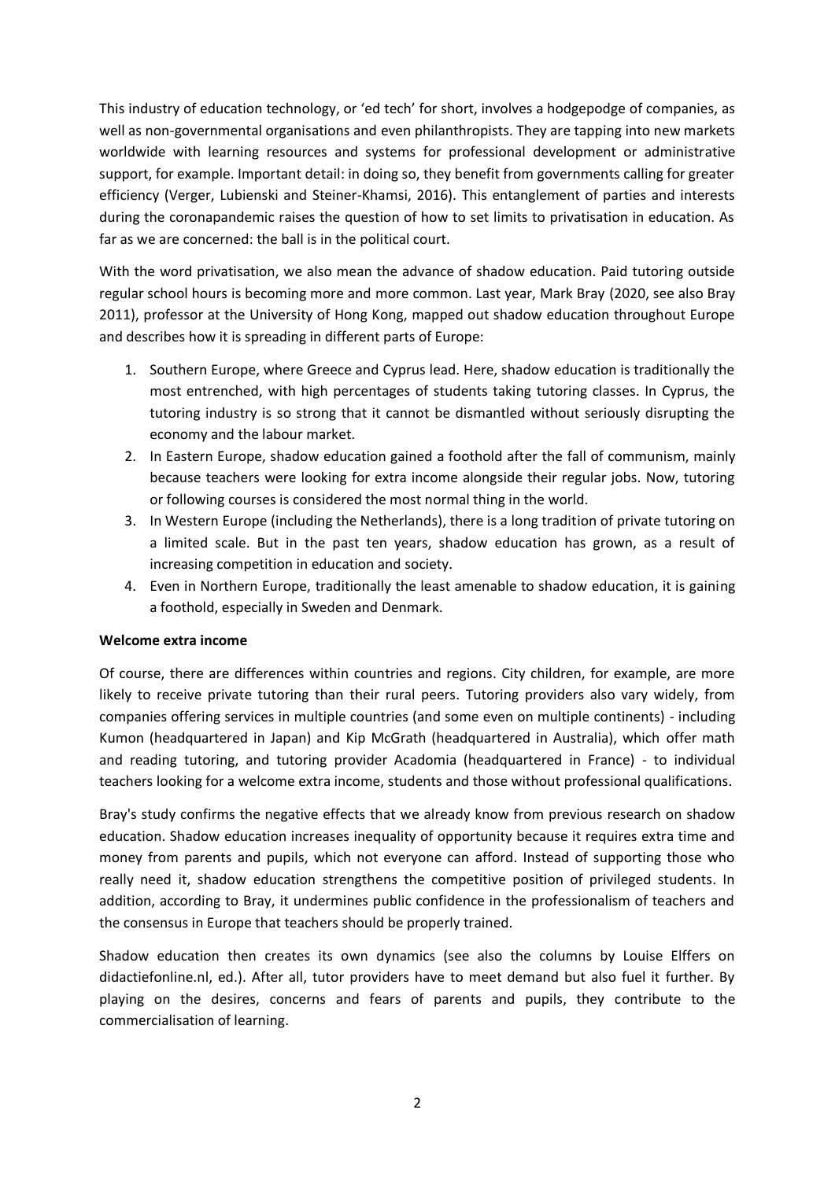This industry of education technology, or 'ed tech' for short, involves a hodgepodge of companies, as well as non-governmental organisations and even philanthropists. They are tapping into new markets worldwide with learning resources and systems for professional development or administrative support, for example. Important detail: in doing so, they benefit from governments calling for greater efficiency (Verger, Lubienski and Steiner-Khamsi, 2016). This entanglement of parties and interests during the coronapandemic raises the question of how to set limits to privatisation in education. As far as we are concerned: the ball is in the political court.

With the word privatisation, we also mean the advance of shadow education. Paid tutoring outside regular school hours is becoming more and more common. Last year, Mark Bray (2020, see also Bray 2011), professor at the University of Hong Kong, mapped out shadow education throughout Europe and describes how it is spreading in different parts of Europe:

1. Southern Europe, where Greece and Cyprus lead. Here, shadow education is traditionally the most entrenched, with high percentages of students taking tutoring classes. In Cyprus, the tutoring industry is so strong that it cannot be dismantled without seriously disrupting the economy and the labour market.
2. In Eastern Europe, shadow education gained a foothold after the fall of communism, mainly because teachers were looking for extra income alongside their regular jobs. Now, tutoring or following courses is considered the most normal thing in the world.
3. In Western Europe (including the Netherlands), there is a long tradition of private tutoring on a limited scale. But in the past ten years, shadow education has grown, as a result of increasing competition in education and society.
4. Even in Northern Europe, traditionally the least amenable to shadow education, it is gaining a foothold, especially in Sweden and Denmark.

**Welcome extra income**

Of course, there are differences within countries and regions. City children, for example, are more likely to receive private tutoring than their rural peers. Tutoring providers also vary widely, from companies offering services in multiple countries (and some even on multiple continents) - including Kumon (headquartered in Japan) and Kip McGrath (headquartered in Australia), which offer math and reading tutoring, and tutoring provider Acadomia (headquartered in France) - to individual teachers looking for a welcome extra income, students and those without professional qualifications.

Bray's study confirms the negative effects that we already know from previous research on shadow education. Shadow education increases inequality of opportunity because it requires extra time and money from parents and pupils, which not everyone can afford. Instead of supporting those who really need it, shadow education strengthens the competitive position of privileged students. In addition, according to Bray, it undermines public confidence in the professionalism of teachers and the consensus in Europe that teachers should be properly trained.

Shadow education then creates its own dynamics (see also the columns by Louise Elffers on didactiefonline.nl, ed.). After all, tutor providers have to meet demand but also fuel it further. By playing on the desires, concerns and fears of parents and pupils, they contribute to the commercialisation of learning.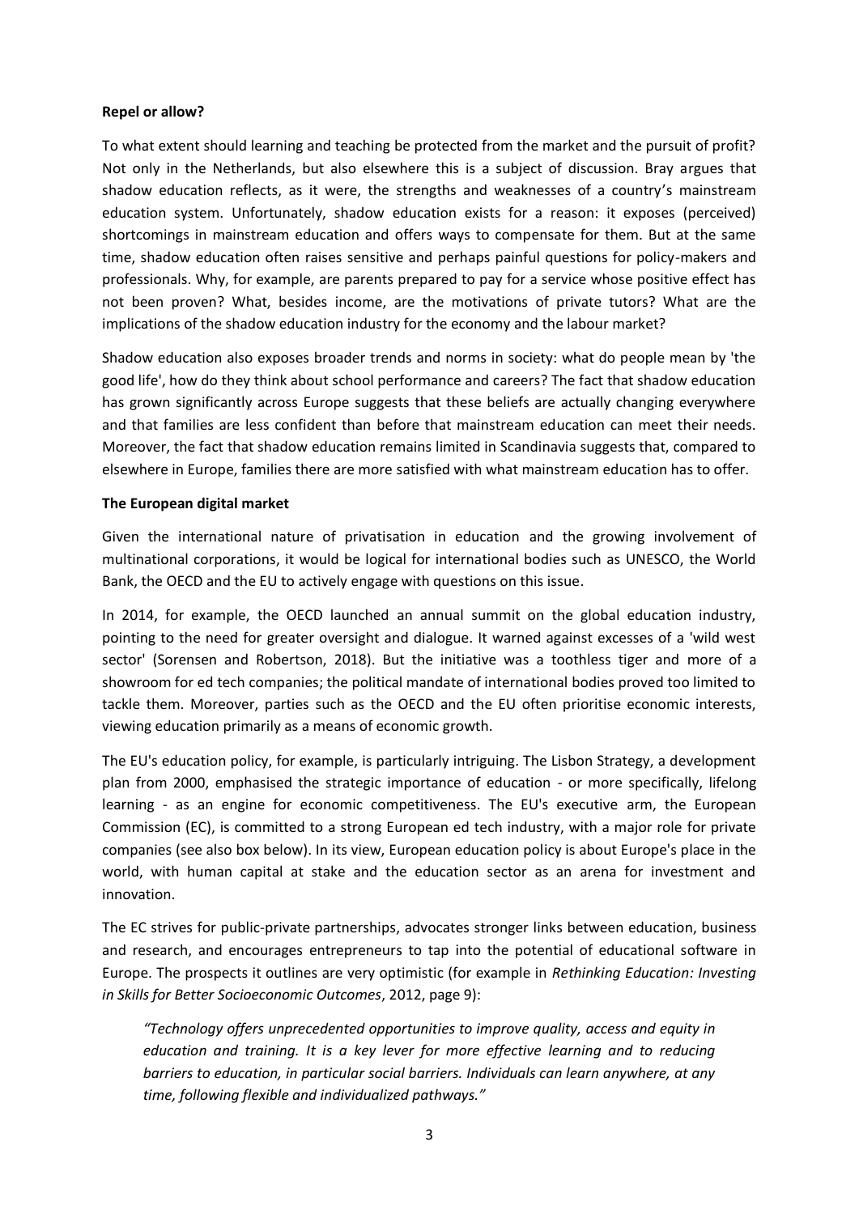**Repel or allow?**

To what extent should learning and teaching be protected from the market and the pursuit of profit? Not only in the Netherlands, but also elsewhere this is a subject of discussion. Bray argues that shadow education reflects, as it were, the strengths and weaknesses of a country's mainstream education system. Unfortunately, shadow education exists for a reason: it exposes (perceived) shortcomings in mainstream education and offers ways to compensate for them. But at the same time, shadow education often raises sensitive and perhaps painful questions for policy-makers and professionals. Why, for example, are parents prepared to pay for a service whose positive effect has not been proven? What, besides income, are the motivations of private tutors? What are the implications of the shadow education industry for the economy and the labour market?

Shadow education also exposes broader trends and norms in society: what do people mean by 'the good life', how do they think about school performance and careers? The fact that shadow education has grown significantly across Europe suggests that these beliefs are actually changing everywhere and that families are less confident than before that mainstream education can meet their needs. Moreover, the fact that shadow education remains limited in Scandinavia suggests that, compared to elsewhere in Europe, families there are more satisfied with what mainstream education has to offer.

**The European digital market**

Given the international nature of privatisation in education and the growing involvement of multinational corporations, it would be logical for international bodies such as UNESCO, the World Bank, the OECD and the EU to actively engage with questions on this issue.

In 2014, for example, the OECD launched an annual summit on the global education industry, pointing to the need for greater oversight and dialogue. It warned against excesses of a 'wild west sector' (Sorensen and Robertson, 2018). But the initiative was a toothless tiger and more of a showroom for ed tech companies; the political mandate of international bodies proved too limited to tackle them. Moreover, parties such as the OECD and the EU often prioritise economic interests, viewing education primarily as a means of economic growth.

The EU's education policy, for example, is particularly intriguing. The Lisbon Strategy, a development plan from 2000, emphasised the strategic importance of education - or more specifically, lifelong learning - as an engine for economic competitiveness. The EU's executive arm, the European Commission (EC), is committed to a strong European ed tech industry, with a major role for private companies (see also box below). In its view, European education policy is about Europe's place in the world, with human capital at stake and the education sector as an arena for investment and innovation.

The EC strives for public-private partnerships, advocates stronger links between education, business and research, and encourages entrepreneurs to tap into the potential of educational software in Europe. The prospects it outlines are very optimistic (for example in *Rethinking Education: Investing in Skills for Better Socioeconomic Outcomes*, 2012, page 9):

> *"Technology offers unprecedented opportunities to improve quality, access and equity in education and training. It is a key lever for more effective learning and to reducing barriers to education, in particular social barriers. Individuals can learn anywhere, at any time, following flexible and individualized pathways."*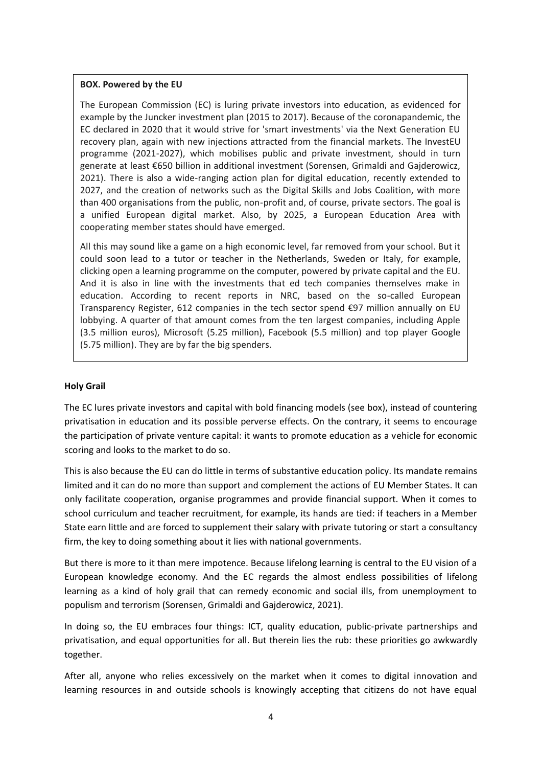**BOX. Powered by the EU**

The European Commission (EC) is luring private investors into education, as evidenced for example by the Juncker investment plan (2015 to 2017). Because of the coronapandemic, the EC declared in 2020 that it would strive for 'smart investments' via the Next Generation EU recovery plan, again with new injections attracted from the financial markets. The InvestEU programme (2021-2027), which mobilises public and private investment, should in turn generate at least €650 billion in additional investment (Sorensen, Grimaldi and Gajderowicz, 2021). There is also a wide-ranging action plan for digital education, recently extended to 2027, and the creation of networks such as the Digital Skills and Jobs Coalition, with more than 400 organisations from the public, non-profit and, of course, private sectors. The goal is a unified European digital market. Also, by 2025, a European Education Area with cooperating member states should have emerged.

All this may sound like a game on a high economic level, far removed from your school. But it could soon lead to a tutor or teacher in the Netherlands, Sweden or Italy, for example, clicking open a learning programme on the computer, powered by private capital and the EU. And it is also in line with the investments that ed tech companies themselves make in education. According to recent reports in NRC, based on the so-called European Transparency Register, 612 companies in the tech sector spend €97 million annually on EU lobbying. A quarter of that amount comes from the ten largest companies, including Apple (3.5 million euros), Microsoft (5.25 million), Facebook (5.5 million) and top player Google (5.75 million). They are by far the big spenders.

**Holy Grail**

The EC lures private investors and capital with bold financing models (see box), instead of countering privatisation in education and its possible perverse effects. On the contrary, it seems to encourage the participation of private venture capital: it wants to promote education as a vehicle for economic scoring and looks to the market to do so.

This is also because the EU can do little in terms of substantive education policy. Its mandate remains limited and it can do no more than support and complement the actions of EU Member States. It can only facilitate cooperation, organise programmes and provide financial support. When it comes to school curriculum and teacher recruitment, for example, its hands are tied: if teachers in a Member State earn little and are forced to supplement their salary with private tutoring or start a consultancy firm, the key to doing something about it lies with national governments.

But there is more to it than mere impotence. Because lifelong learning is central to the EU vision of a European knowledge economy. And the EC regards the almost endless possibilities of lifelong learning as a kind of holy grail that can remedy economic and social ills, from unemployment to populism and terrorism (Sorensen, Grimaldi and Gajderowicz, 2021).

In doing so, the EU embraces four things: ICT, quality education, public-private partnerships and privatisation, and equal opportunities for all. But therein lies the rub: these priorities go awkwardly together.

After all, anyone who relies excessively on the market when it comes to digital innovation and learning resources in and outside schools is knowingly accepting that citizens do not have equal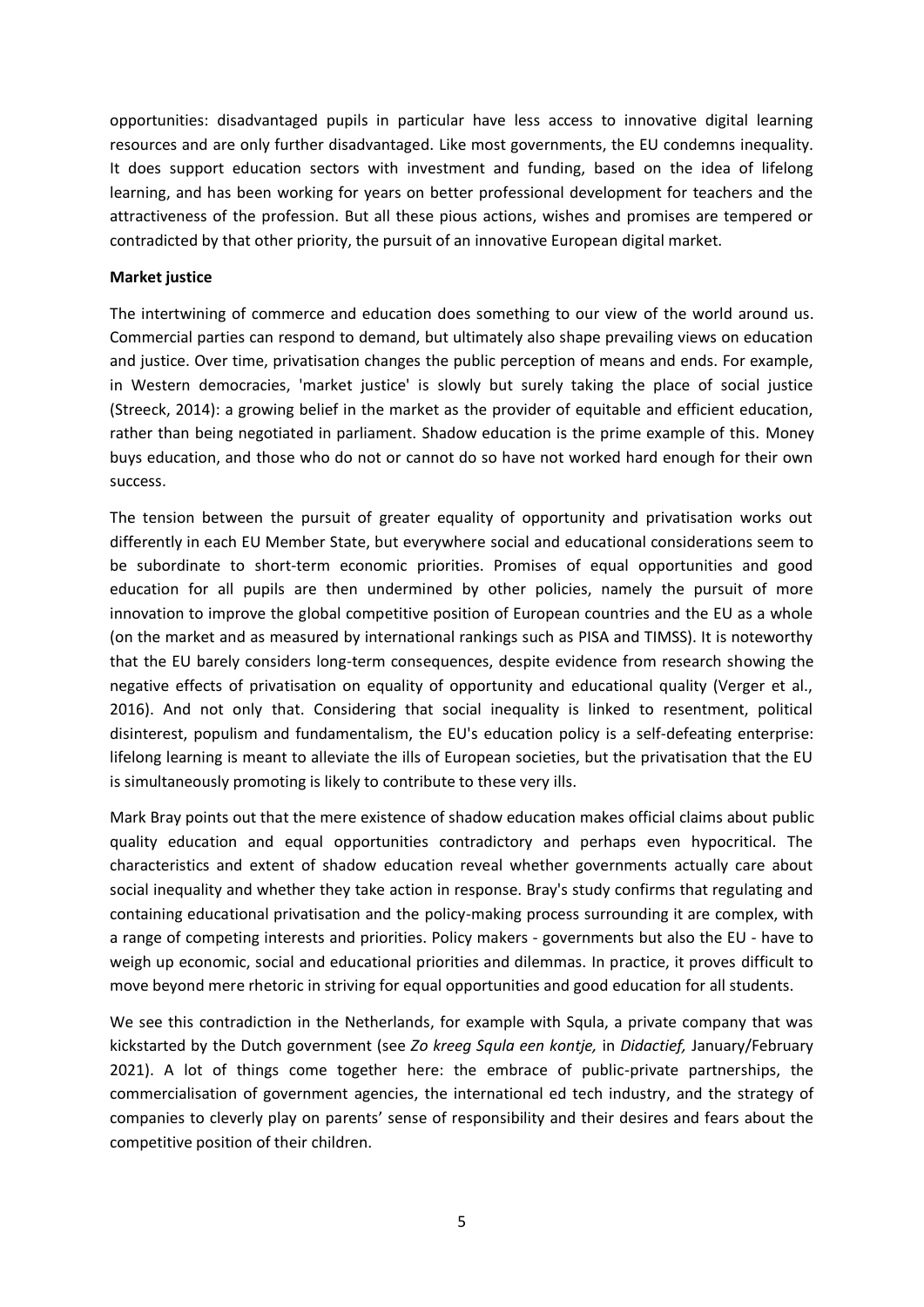opportunities: disadvantaged pupils in particular have less access to innovative digital learning resources and are only further disadvantaged. Like most governments, the EU condemns inequality. It does support education sectors with investment and funding, based on the idea of lifelong learning, and has been working for years on better professional development for teachers and the attractiveness of the profession. But all these pious actions, wishes and promises are tempered or contradicted by that other priority, the pursuit of an innovative European digital market.

**Market justice**

The intertwining of commerce and education does something to our view of the world around us. Commercial parties can respond to demand, but ultimately also shape prevailing views on education and justice. Over time, privatisation changes the public perception of means and ends. For example, in Western democracies, 'market justice' is slowly but surely taking the place of social justice (Streeck, 2014): a growing belief in the market as the provider of equitable and efficient education, rather than being negotiated in parliament. Shadow education is the prime example of this. Money buys education, and those who do not or cannot do so have not worked hard enough for their own success.

The tension between the pursuit of greater equality of opportunity and privatisation works out differently in each EU Member State, but everywhere social and educational considerations seem to be subordinate to short-term economic priorities. Promises of equal opportunities and good education for all pupils are then undermined by other policies, namely the pursuit of more innovation to improve the global competitive position of European countries and the EU as a whole (on the market and as measured by international rankings such as PISA and TIMSS). It is noteworthy that the EU barely considers long-term consequences, despite evidence from research showing the negative effects of privatisation on equality of opportunity and educational quality (Verger et al., 2016). And not only that. Considering that social inequality is linked to resentment, political disinterest, populism and fundamentalism, the EU's education policy is a self-defeating enterprise: lifelong learning is meant to alleviate the ills of European societies, but the privatisation that the EU is simultaneously promoting is likely to contribute to these very ills.

Mark Bray points out that the mere existence of shadow education makes official claims about public quality education and equal opportunities contradictory and perhaps even hypocritical. The characteristics and extent of shadow education reveal whether governments actually care about social inequality and whether they take action in response. Bray's study confirms that regulating and containing educational privatisation and the policy-making process surrounding it are complex, with a range of competing interests and priorities. Policy makers - governments but also the EU - have to weigh up economic, social and educational priorities and dilemmas. In practice, it proves difficult to move beyond mere rhetoric in striving for equal opportunities and good education for all students.

We see this contradiction in the Netherlands, for example with Squla, a private company that was kickstarted by the Dutch government (see *Zo kreeg Squla een kontje,* in *Didactief,* January/February 2021). A lot of things come together here: the embrace of public-private partnerships, the commercialisation of government agencies, the international ed tech industry, and the strategy of companies to cleverly play on parents' sense of responsibility and their desires and fears about the competitive position of their children.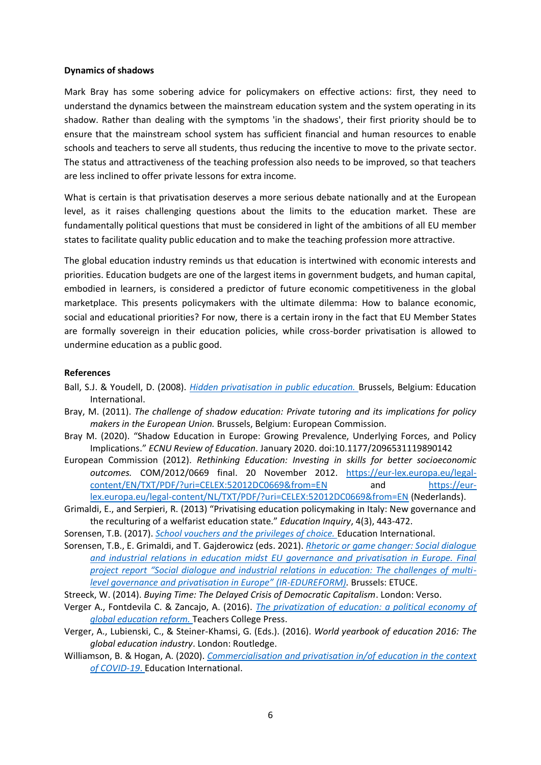**Dynamics of shadows**

Mark Bray has some sobering advice for policymakers on effective actions: first, they need to understand the dynamics between the mainstream education system and the system operating in its shadow. Rather than dealing with the symptoms 'in the shadows', their first priority should be to ensure that the mainstream school system has sufficient financial and human resources to enable schools and teachers to serve all students, thus reducing the incentive to move to the private sector. The status and attractiveness of the teaching profession also needs to be improved, so that teachers are less inclined to offer private lessons for extra income.

What is certain is that privatisation deserves a more serious debate nationally and at the European level, as it raises challenging questions about the limits to the education market. These are fundamentally political questions that must be considered in light of the ambitions of all EU member states to facilitate quality public education and to make the teaching profession more attractive.

The global education industry reminds us that education is intertwined with economic interests and priorities. Education budgets are one of the largest items in government budgets, and human capital, embodied in learners, is considered a predictor of future economic competitiveness in the global marketplace. This presents policymakers with the ultimate dilemma: How to balance economic, social and educational priorities? For now, there is a certain irony in the fact that EU Member States are formally sovereign in their education policies, while cross-border privatisation is allowed to undermine education as a public good.

**References**

Ball, S.J. & Youdell, D. (2008). *Hidden privatisation in public education.* Brussels, Belgium: Education International.

Bray, M. (2011). *The challenge of shadow education: Private tutoring and its implications for policy makers in the European Union.* Brussels, Belgium: European Commission.

Bray M. (2020). "Shadow Education in Europe: Growing Prevalence, Underlying Forces, and Policy Implications." *ECNU Review of Education*. January 2020. doi:10.1177/2096531119890142

European Commission (2012). *Rethinking Education: Investing in skills for better socioeconomic outcomes.* COM/2012/0669 final. 20 November 2012. https://eur-lex.europa.eu/legal-content/EN/TXT/PDF/?uri=CELEX:52012DC0669&from=EN and https://eur-lex.europa.eu/legal-content/NL/TXT/PDF/?uri=CELEX:52012DC0669&from=EN (Nederlands).

Grimaldi, E., and Serpieri, R. (2013) "Privatising education policymaking in Italy: New governance and the reculturing of a welfarist education state." *Education Inquiry*, 4(3), 443-472.

Sorensen, T.B. (2017). *School vouchers and the privileges of choice.* Education International.

Sorensen, T.B., E. Grimaldi, and T. Gajderowicz (eds. 2021). *Rhetoric or game changer: Social dialogue and industrial relations in education midst EU governance and privatisation in Europe. Final project report "Social dialogue and industrial relations in education: The challenges of multi-level governance and privatisation in Europe" (IR-EDUREFORM).* Brussels: ETUCE.

Streeck, W. (2014). *Buying Time: The Delayed Crisis of Democratic Capitalism*. London: Verso.

Verger A., Fontdevila C. & Zancajo, A. (2016). *The privatization of education: a political economy of global education reform.* Teachers College Press.

Verger, A., Lubienski, C., & Steiner-Khamsi, G. (Eds.). (2016). *World yearbook of education 2016: The global education industry*. London: Routledge.

Williamson, B. & Hogan, A. (2020). *Commercialisation and privatisation in/of education in the context of COVID-19.* Education International.